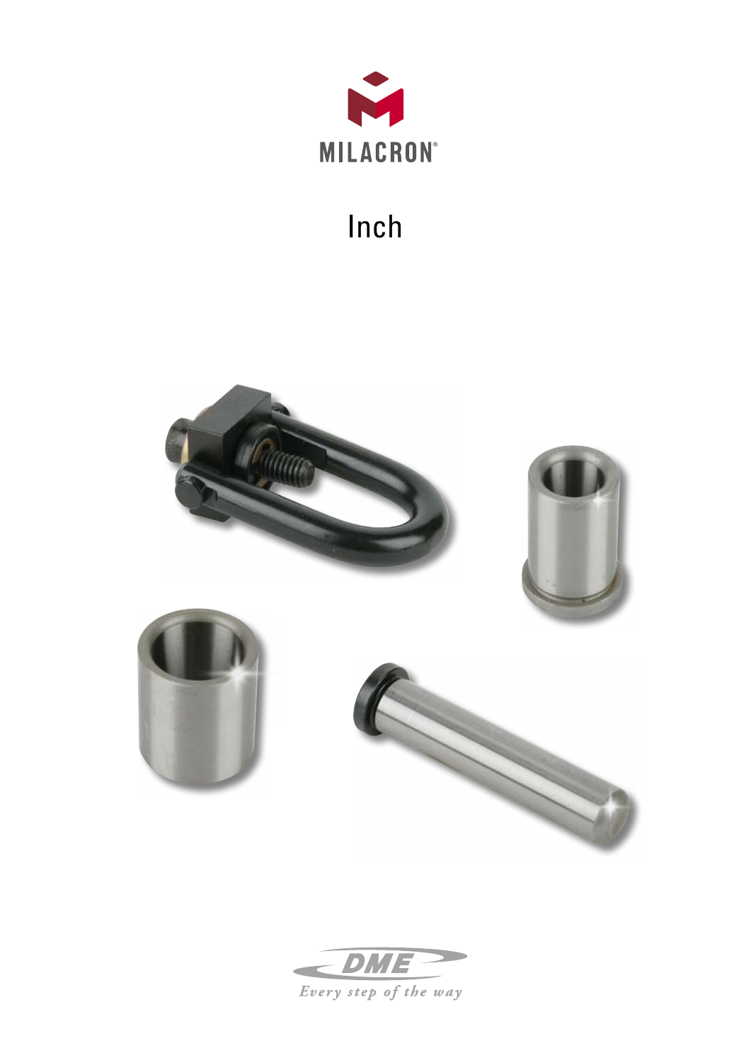MILACRON®

# Inch

DME

*Every step of the way*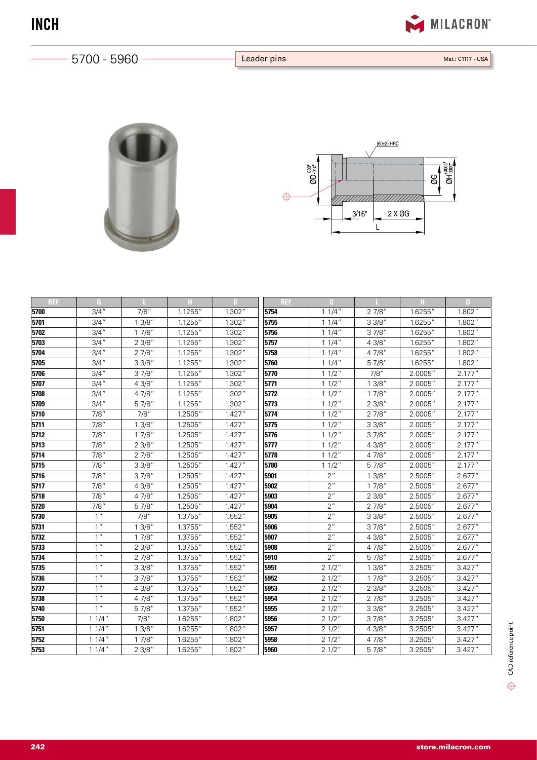# INCH

## 5700 - 5960

Leader pins

Mat.: C1117 - USA

(60±2) HRC

ØD $^{.000"}_{-.010"}$ ØG ØH $^{+.0005"}_{.0000"}$ 3/16" 2 X ØG L

| REF | G | L | H | D |
|---|---|---|---|---|
| 5700 | 3/4″ | 7/8″ | 1.1255″ | 1.302″ |
| 5701 | 3/4″ | 1 3/8″ | 1.1255″ | 1.302″ |
| 5702 | 3/4″ | 1 7/8″ | 1.1255″ | 1.302″ |
| 5703 | 3/4″ | 2 3/8″ | 1.1255″ | 1.302″ |
| 5704 | 3/4″ | 2 7/8″ | 1.1255″ | 1.302″ |
| 5705 | 3/4″ | 3 3/8″ | 1.1255″ | 1.302″ |
| 5706 | 3/4″ | 3 7/8″ | 1.1255″ | 1.302″ |
| 5707 | 3/4″ | 4 3/8″ | 1.1255″ | 1.302″ |
| 5708 | 3/4″ | 4 7/8″ | 1.1255″ | 1.302″ |
| 5709 | 3/4″ | 5 7/8″ | 1.1255″ | 1.302″ |
| 5710 | 7/8″ | 7/8″ | 1.2505″ | 1.427″ |
| 5711 | 7/8″ | 1 3/8″ | 1.2505″ | 1.427″ |
| 5712 | 7/8″ | 1 7/8″ | 1.2505″ | 1.427″ |
| 5713 | 7/8″ | 2 3/8″ | 1.2505″ | 1.427″ |
| 5714 | 7/8″ | 2 7/8″ | 1.2505″ | 1.427″ |
| 5715 | 7/8″ | 3 3/8″ | 1.2505″ | 1.427″ |
| 5716 | 7/8″ | 3 7/8″ | 1.2505″ | 1.427″ |
| 5717 | 7/8″ | 4 3/8″ | 1.2505″ | 1.427″ |
| 5718 | 7/8″ | 4 7/8″ | 1.2505″ | 1.427″ |
| 5720 | 7/8″ | 5 7/8″ | 1.2505″ | 1.427″ |
| 5730 | 1″ | 7/8″ | 1.3755″ | 1.552″ |
| 5731 | 1″ | 1 3/8″ | 1.3755″ | 1.552″ |
| 5732 | 1″ | 1 7/8″ | 1.3755″ | 1.552″ |
| 5733 | 1″ | 2 3/8″ | 1.3755″ | 1.552″ |
| 5734 | 1″ | 2 7/8″ | 1.3755″ | 1.552″ |
| 5735 | 1″ | 3 3/8″ | 1.3755″ | 1.552″ |
| 5736 | 1″ | 3 7/8″ | 1.3755″ | 1.552″ |
| 5737 | 1″ | 4 3/8″ | 1.3755″ | 1.552″ |
| 5738 | 1″ | 4 7/8″ | 1.3755″ | 1.552″ |
| 5740 | 1″ | 5 7/8″ | 1.3755″ | 1.552″ |
| 5750 | 1 1/4″ | 7/8″ | 1.6255″ | 1.802″ |
| 5751 | 1 1/4″ | 1 3/8″ | 1.6255″ | 1.802″ |
| 5752 | 1 1/4″ | 1 7/8″ | 1.6255″ | 1.802″ |
| 5753 | 1 1/4″ | 2 3/8″ | 1.6255″ | 1.802″ |
| 5754 | 1 1/4″ | 2 7/8″ | 1.6255″ | 1.802″ |
| 5755 | 1 1/4″ | 3 3/8″ | 1.6255″ | 1.802″ |
| 5756 | 1 1/4″ | 3 7/8″ | 1.6255″ | 1.802″ |
| 5757 | 1 1/4″ | 4 3/8″ | 1.6255″ | 1.802″ |
| 5758 | 1 1/4″ | 4 7/8″ | 1.6255″ | 1.802″ |
| 5760 | 1 1/4″ | 5 7/8″ | 1.6255″ | 1.802″ |
| 5770 | 1 1/2″ | 7/8″ | 2.0005″ | 2.177″ |
| 5771 | 1 1/2″ | 1 3/8″ | 2.0005″ | 2.177″ |
| 5772 | 1 1/2″ | 1 7/8″ | 2.0005″ | 2.177″ |
| 5773 | 1 1/2″ | 2 3/8″ | 2.0005″ | 2.177″ |
| 5774 | 1 1/2″ | 2 7/8″ | 2.0005″ | 2.177″ |
| 5775 | 1 1/2″ | 3 3/8″ | 2.0005″ | 2.177″ |
| 5776 | 1 1/2″ | 3 7/8″ | 2.0005″ | 2.177″ |
| 5777 | 1 1/2″ | 4 3/8″ | 2.0005″ | 2.177″ |
| 5778 | 1 1/2″ | 4 7/8″ | 2.0005″ | 2.177″ |
| 5780 | 1 1/2″ | 5 7/8″ | 2.0005″ | 2.177″ |
| 5901 | 2″ | 1 3/8″ | 2.5005″ | 2.677″ |
| 5902 | 2″ | 1 7/8″ | 2.5005″ | 2.677″ |
| 5903 | 2″ | 2 3/8″ | 2.5005″ | 2.677″ |
| 5904 | 2″ | 2 7/8″ | 2.5005″ | 2.677″ |
| 5905 | 2″ | 3 3/8″ | 2.5005″ | 2.677″ |
| 5906 | 2″ | 3 7/8″ | 2.5005″ | 2.677″ |
| 5907 | 2″ | 4 3/8″ | 2.5005″ | 2.677″ |
| 5908 | 2″ | 4 7/8″ | 2.5005″ | 2.677″ |
| 5910 | 2″ | 5 7/8″ | 2.5005″ | 2.677″ |
| 5951 | 2 1/2″ | 1 3/8″ | 3.2505″ | 3.427″ |
| 5952 | 2 1/2″ | 1 7/8″ | 3.2505″ | 3.427″ |
| 5953 | 2 1/2″ | 2 3/8″ | 3.2505″ | 3.427″ |
| 5954 | 2 1/2″ | 2 7/8″ | 3.2505″ | 3.427″ |
| 5955 | 2 1/2″ | 3 3/8″ | 3.2505″ | 3.427″ |
| 5956 | 2 1/2″ | 3 7/8″ | 3.2505″ | 3.427″ |
| 5957 | 2 1/2″ | 4 3/8″ | 3.2505″ | 3.427″ |
| 5958 | 2 1/2″ | 4 7/8″ | 3.2505″ | 3.427″ |
| 5960 | 2 1/2″ | 5 7/8″ | 3.2505″ | 3.427″ |

⊕ CAD reference point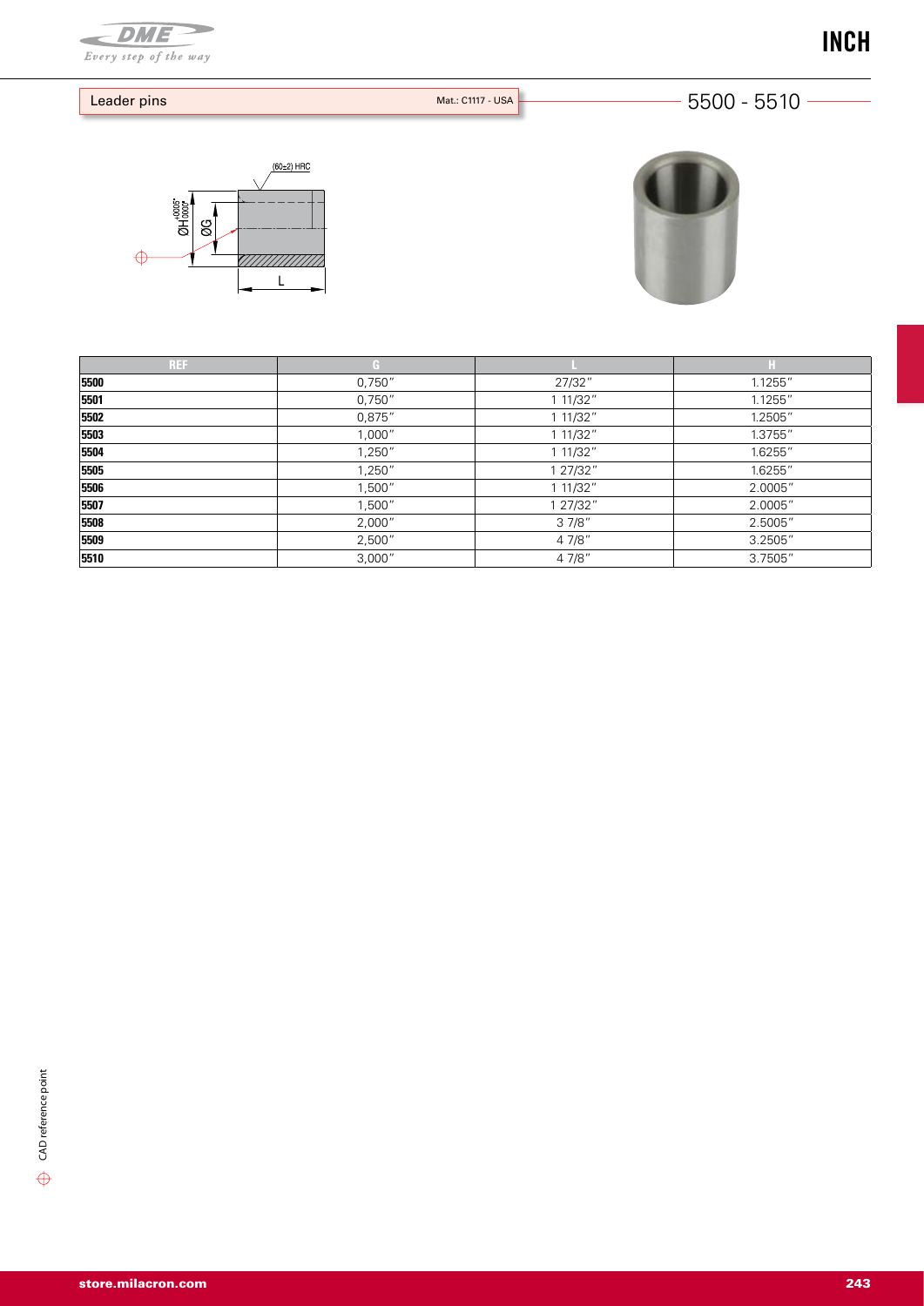INCH

Leader pins

Mat.: C1117 - USA

5500 - 5510

(60±2) HRC

ØH +.0005" / .0000"

ØG

L

| REF | G | L | H |
| --- | --- | --- | --- |
| **5500** | 0,750" | 27/32" | 1.1255" |
| **5501** | 0,750" | 1 11/32" | 1.1255" |
| **5502** | 0,875" | 1 11/32" | 1.2505" |
| **5503** | 1,000" | 1 11/32" | 1.3755" |
| **5504** | 1,250" | 1 11/32" | 1.6255" |
| **5505** | 1,250" | 1 27/32" | 1.6255" |
| **5506** | 1,500" | 1 11/32" | 2.0005" |
| **5507** | 1,500" | 1 27/32" | 2.0005" |
| **5508** | 2,000" | 3 7/8" | 2.5005" |
| **5509** | 2,500" | 4 7/8" | 3.2505" |
| **5510** | 3,000" | 4 7/8" | 3.7505" |

⊕ CAD reference point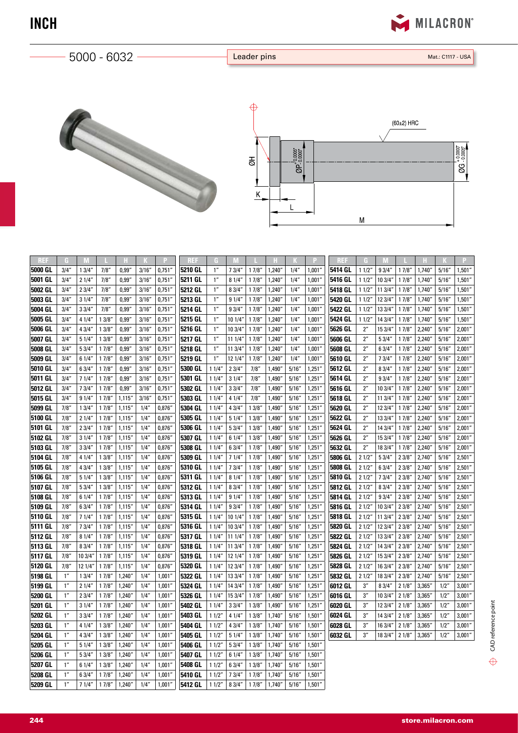# INCH

## 5000 - 6032

Leader pins

Mat.: C1117 - USA

(60±2) HRC

ØH, ØP $^{+0.0005''}_{-0.0000''}$, ØG $^{+0.0000''}_{-0.0005''}$, K, L, M

| REF | G | M | L | H | K | P |
|---|---|---|---|---|---|---|
| 5000 GL | 3/4" | 1 3/4" | 7/8" | 0,99" | 3/16" | 0,751" |
| 5001 GL | 3/4" | 2 1/4" | 7/8" | 0,99" | 3/16" | 0,751" |
| 5002 GL | 3/4" | 2 3/4" | 7/8" | 0,99" | 3/16" | 0,751" |
| 5003 GL | 3/4" | 3 1/4" | 7/8" | 0,99" | 3/16" | 0,751" |
| 5004 GL | 3/4" | 3 3/4" | 7/8" | 0,99" | 3/16" | 0,751" |
| 5005 GL | 3/4" | 4 1/4" | 1 3/8" | 0,99" | 3/16" | 0,751" |
| 5006 GL | 3/4" | 4 3/4" | 1 3/8" | 0,99" | 3/16" | 0,751" |
| 5007 GL | 3/4" | 5 1/4" | 1 3/8" | 0,99" | 3/16" | 0,751" |
| 5008 GL | 3/4" | 5 3/4" | 1 7/8" | 0,99" | 3/16" | 0,751" |
| 5009 GL | 3/4" | 6 1/4" | 1 7/8" | 0,99" | 3/16" | 0,751" |
| 5010 GL | 3/4" | 6 3/4" | 1 7/8" | 0,99" | 3/16" | 0,751" |
| 5011 GL | 3/4" | 7 1/4" | 1 7/8" | 0,99" | 3/16" | 0,751" |
| 5012 GL | 3/4" | 7 3/4" | 1 7/8" | 0,99" | 3/16" | 0,751" |
| 5015 GL | 3/4" | 9 1/4" | 1 7/8" | 1,115" | 3/16" | 0,751" |
| 5099 GL | 7/8" | 1 3/4" | 1 7/8" | 1,115" | 1/4" | 0,876" |
| 5100 GL | 7/8" | 2 1/4" | 1 7/8" | 1,115" | 1/4" | 0,876" |
| 5101 GL | 7/8" | 2 3/4" | 1 7/8" | 1,115" | 1/4" | 0,876" |
| 5102 GL | 7/8" | 3 1/4" | 1 7/8" | 1,115" | 1/4" | 0,876" |
| 5103 GL | 7/8" | 3 3/4" | 1 7/8" | 1,115" | 1/4" | 0,876" |
| 5104 GL | 7/8" | 4 1/4" | 1 3/8" | 1,115" | 1/4" | 0,876" |
| 5105 GL | 7/8" | 4 3/4" | 1 3/8" | 1,115" | 1/4" | 0,876" |
| 5106 GL | 7/8" | 5 1/4" | 1 3/8" | 1,115" | 1/4" | 0,876" |
| 5107 GL | 7/8" | 5 3/4" | 1 3/8" | 1,115" | 1/4" | 0,876" |
| 5108 GL | 7/8" | 6 1/4" | 1 7/8" | 1,115" | 1/4" | 0,876" |
| 5109 GL | 7/8" | 6 3/4" | 1 7/8" | 1,115" | 1/4" | 0,876" |
| 5110 GL | 7/8" | 7 1/4" | 1 7/8" | 1,115" | 1/4" | 0,876" |
| 5111 GL | 7/8" | 7 3/4" | 1 7/8" | 1,115" | 1/4" | 0,876" |
| 5112 GL | 7/8" | 8 1/4" | 1 7/8" | 1,115" | 1/4" | 0,876" |
| 5113 GL | 7/8" | 8 3/4" | 1 7/8" | 1,115" | 1/4" | 0,876" |
| 5117 GL | 7/8" | 10 3/4" | 1 7/8" | 1,115" | 1/4" | 0,876" |
| 5120 GL | 7/8" | 12 1/4" | 1 7/8" | 1,115" | 1/4" | 0,876" |
| 5198 GL | 1" | 1 3/4" | 1 7/8" | 1,240" | 1/4" | 1,001" |
| 5199 GL | 1" | 2 1/4" | 1 7/8" | 1,240" | 1/4" | 1,001" |
| 5200 GL | 1" | 2 3/4" | 1 7/8" | 1,240" | 1/4" | 1,001" |
| 5201 GL | 1" | 3 1/4" | 1 7/8" | 1,240" | 1/4" | 1,001" |
| 5202 GL | 1" | 3 3/4" | 1 7/8" | 1,240" | 1/4" | 1,001" |
| 5203 GL | 1" | 4 1/4" | 1 3/8" | 1,240" | 1/4" | 1,001" |
| 5204 GL | 1" | 4 3/4" | 1 3/8" | 1,240" | 1/4" | 1,001" |
| 5205 GL | 1" | 5 1/4" | 1 3/8" | 1,240" | 1/4" | 1,001" |
| 5206 GL | 1" | 5 3/4" | 1 3/8" | 1,240" | 1/4" | 1,001" |
| 5207 GL | 1" | 6 1/4" | 1 3/8" | 1,240" | 1/4" | 1,001" |
| 5208 GL | 1" | 6 3/4" | 1 7/8" | 1,240" | 1/4" | 1,001" |
| 5209 GL | 1" | 7 1/4" | 1 7/8" | 1,240" | 1/4" | 1,001" |
| 5210 GL | 1" | 7 3/4" | 1 7/8" | 1,240" | 1/4" | 1,001" |
| 5211 GL | 1" | 8 1/4" | 1 7/8" | 1,240" | 1/4" | 1,001" |
| 5212 GL | 1" | 8 3/4" | 1 7/8" | 1,240" | 1/4" | 1,001" |
| 5213 GL | 1" | 9 1/4" | 1 7/8" | 1,240" | 1/4" | 1,001" |
| 5214 GL | 1" | 9 3/4" | 1 7/8" | 1,240" | 1/4" | 1,001" |
| 5215 GL | 1" | 10 1/4" | 1 7/8" | 1,240" | 1/4" | 1,001" |
| 5216 GL | 1" | 10 3/4" | 1 7/8" | 1,240" | 1/4" | 1,001" |
| 5217 GL | 1" | 11 1/4" | 1 7/8" | 1,240" | 1/4" | 1,001" |
| 5218 GL | 1" | 11 3/4" | 1 7/8" | 1,240" | 1/4" | 1,001" |
| 5219 GL | 1" | 12 1/4" | 1 7/8" | 1,240" | 1/4" | 1,001" |
| 5300 GL | 1 1/4" | 2 3/4" | 7/8" | 1,490" | 5/16" | 1,251" |
| 5301 GL | 1 1/4" | 3 1/4" | 7/8" | 1,490" | 5/16" | 1,251" |
| 5302 GL | 1 1/4" | 3 3/4" | 7/8" | 1,490" | 5/16" | 1,251" |
| 5303 GL | 1 1/4" | 4 1/4" | 7/8" | 1,490" | 5/16" | 1,251" |
| 5304 GL | 1 1/4" | 4 3/4" | 1 3/8" | 1,490" | 5/16" | 1,251" |
| 5305 GL | 1 1/4" | 5 1/4" | 1 3/8" | 1,490" | 5/16" | 1,251" |
| 5306 GL | 1 1/4" | 5 3/4" | 1 3/8" | 1,490" | 5/16" | 1,251" |
| 5307 GL | 1 1/4" | 6 1/4" | 1 3/8" | 1,490" | 5/16" | 1,251" |
| 5308 GL | 1 1/4" | 6 3/4" | 1 7/8" | 1,490" | 5/16" | 1,251" |
| 5309 GL | 1 1/4" | 7 1/4" | 1 7/8" | 1,490" | 5/16" | 1,251" |
| 5310 GL | 1 1/4" | 7 3/4" | 1 7/8" | 1,490" | 5/16" | 1,251" |
| 5311 GL | 1 1/4" | 8 1/4" | 1 7/8" | 1,490" | 5/16" | 1,251" |
| 5312 GL | 1 1/4" | 8 3/4" | 1 7/8" | 1,490" | 5/16" | 1,251" |
| 5313 GL | 1 1/4" | 9 1/4" | 1 7/8" | 1,490" | 5/16" | 1,251" |
| 5314 GL | 1 1/4" | 9 3/4" | 1 7/8" | 1,490" | 5/16" | 1,251" |
| 5315 GL | 1 1/4" | 10 1/4" | 1 7/8" | 1,490" | 5/16" | 1,251" |
| 5316 GL | 1 1/4" | 10 3/4" | 1 7/8" | 1,490" | 5/16" | 1,251" |
| 5317 GL | 1 1/4" | 11 1/4" | 1 7/8" | 1,490" | 5/16" | 1,251" |
| 5318 GL | 1 1/4" | 11 3/4" | 1 7/8" | 1,490" | 5/16" | 1,251" |
| 5319 GL | 1 1/4" | 12 1/4" | 1 7/8" | 1,490" | 5/16" | 1,251" |
| 5320 GL | 1 1/4" | 12 3/4" | 1 7/8" | 1,490" | 5/16" | 1,251" |
| 5322 GL | 1 1/4" | 13 3/4" | 1 7/8" | 1,490" | 5/16" | 1,251" |
| 5324 GL | 1 1/4" | 14 3/4" | 1 7/8" | 1,490" | 5/16" | 1,251" |
| 5326 GL | 1 1/4" | 15 3/4" | 1 7/8" | 1,490" | 5/16" | 1,251" |
| 5402 GL | 1 1/2" | 3 3/4" | 1 3/8" | 1,490" | 5/16" | 1,251" |
| 5403 GL | 1 1/2" | 4 1/4" | 1 3/8" | 1,740" | 5/16" | 1,501" |
| 5404 GL | 1 1/2" | 4 3/4" | 1 3/8" | 1,740" | 5/16" | 1,501" |
| 5405 GL | 1 1/2" | 5 1/4" | 1 3/8" | 1,740" | 5/16" | 1,501" |
| 5406 GL | 1 1/2" | 5 3/4" | 1 3/8" | 1,740" | 5/16" | 1,501" |
| 5407 GL | 1 1/2" | 6 1/4" | 1 3/8" | 1,740" | 5/16" | 1,501" |
| 5408 GL | 1 1/2" | 6 3/4" | 1 3/8" | 1,740" | 5/16" | 1,501" |
| 5410 GL | 1 1/2" | 7 3/4" | 1 7/8" | 1,740" | 5/16" | 1,501" |
| 5412 GL | 1 1/2" | 8 3/4" | 1 7/8" | 1,740" | 5/16" | 1,501" |
| 5414 GL | 1 1/2" | 9 3/4" | 1 7/8" | 1,740" | 5/16" | 1,501" |
| 5416 GL | 1 1/2" | 10 3/4" | 1 7/8" | 1,740" | 5/16" | 1,501" |
| 5418 GL | 1 1/2" | 11 3/4" | 1 7/8" | 1,740" | 5/16" | 1,501" |
| 5420 GL | 1 1/2" | 12 3/4" | 1 7/8" | 1,740" | 5/16" | 1,501" |
| 5422 GL | 1 1/2" | 13 3/4" | 1 7/8" | 1,740" | 5/16" | 1,501" |
| 5424 GL | 1 1/2" | 14 3/4" | 1 7/8" | 1,740" | 5/16" | 1,501" |
| 5626 GL | 2" | 15 3/4" | 1 7/8" | 2,240" | 5/16" | 2,001" |
| 5606 GL | 2" | 5 3/4" | 1 7/8" | 2,240" | 5/16" | 2,001" |
| 5608 GL | 2" | 6 3/4" | 1 7/8" | 2,240" | 5/16" | 2,001" |
| 5610 GL | 2" | 7 3/4" | 1 7/8" | 2,240" | 5/16" | 2,001" |
| 5612 GL | 2" | 8 3/4" | 1 7/8" | 2,240" | 5/16" | 2,001" |
| 5614 GL | 2" | 9 3/4" | 1 7/8" | 2,240" | 5/16" | 2,001" |
| 5616 GL | 2" | 10 3/4" | 1 7/8" | 2,240" | 5/16" | 2,001" |
| 5618 GL | 2" | 11 3/4" | 1 7/8" | 2,240" | 5/16" | 2,001" |
| 5620 GL | 2" | 12 3/4" | 1 7/8" | 2,240" | 5/16" | 2,001" |
| 5622 GL | 2" | 13 3/4" | 1 7/8" | 2,240" | 5/16" | 2,001" |
| 5624 GL | 2" | 14 3/4" | 1 7/8" | 2,240" | 5/16" | 2,001" |
| 5626 GL | 2" | 15 3/4" | 1 7/8" | 2,240" | 5/16" | 2,001" |
| 5632 GL | 2" | 18 3/4" | 1 7/8" | 2,240" | 5/16" | 2,001" |
| 5806 GL | 2 1/2" | 5 3/4" | 2 3/8" | 2,740" | 5/16" | 2,501" |
| 5808 GL | 2 1/2" | 6 3/4" | 2 3/8" | 2,740" | 5/16" | 2,501" |
| 5810 GL | 2 1/2" | 7 3/4" | 2 3/8" | 2,740" | 5/16" | 2,501" |
| 5812 GL | 2 1/2" | 8 3/4" | 2 3/8" | 2,740" | 5/16" | 2,501" |
| 5814 GL | 2 1/2" | 9 3/4" | 2 3/8" | 2,740" | 5/16" | 2,501" |
| 5816 GL | 2 1/2" | 10 3/4" | 2 3/8" | 2,740" | 5/16" | 2,501" |
| 5818 GL | 2 1/2" | 11 3/4" | 2 3/8" | 2,740" | 5/16" | 2,501" |
| 5820 GL | 2 1/2" | 12 3/4" | 2 3/8" | 2,740" | 5/16" | 2,501" |
| 5822 GL | 2 1/2" | 13 3/4" | 2 3/8" | 2,740" | 5/16" | 2,501" |
| 5824 GL | 2 1/2" | 14 3/4" | 2 3/8" | 2,740" | 5/16" | 2,501" |
| 5826 GL | 2 1/2" | 15 3/4" | 2 3/8" | 2,740" | 5/16" | 2,501" |
| 5828 GL | 2 1/2" | 16 3/4" | 2 3/8" | 2,740" | 5/16" | 2,501" |
| 5832 GL | 2 1/2" | 18 3/4" | 2 3/8" | 2,740" | 5/16" | 2,501" |
| 6012 GL | 3" | 8 3/4" | 2 1/8" | 3,365" | 1/2" | 3,001" |
| 6016 GL | 3" | 10 3/4" | 2 1/8" | 3,365" | 1/2" | 3,001" |
| 6020 GL | 3" | 12 3/4" | 2 1/8" | 3,365" | 1/2" | 3,001" |
| 6024 GL | 3" | 14 3/4" | 2 1/8" | 3,365" | 1/2" | 3,001" |
| 6028 GL | 3" | 16 3/4" | 2 1/8" | 3,365" | 1/2" | 3,001" |
| 6032 GL | 3" | 18 3/4" | 2 1/8" | 3,365" | 1/2" | 3,001" |

⊕ CAD reference point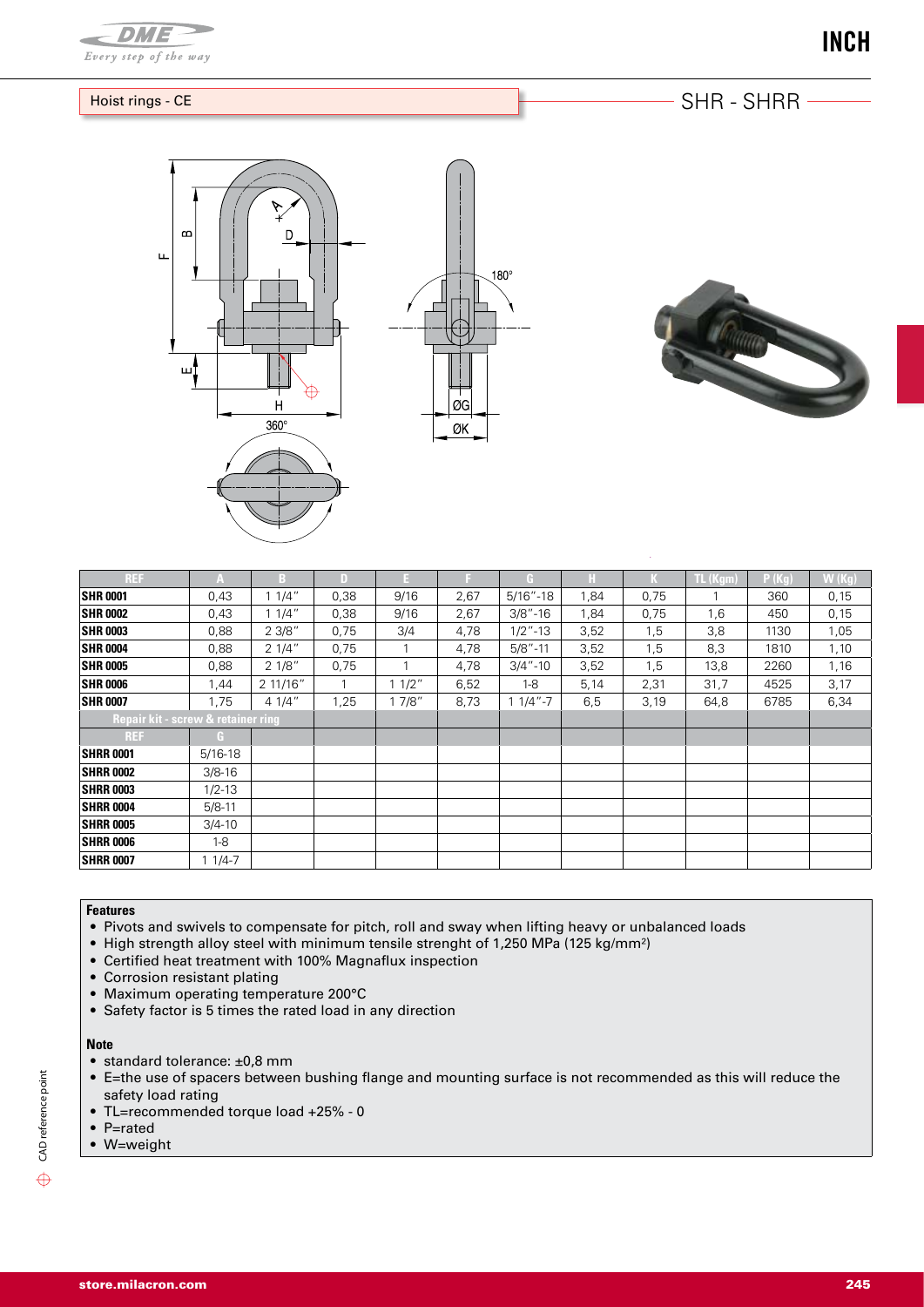## Hoist rings - CE

## SHR - SHRR

| REF | A | B | D | E | F | G | H | K | TL (Kgm) | P (Kg) | W (Kg) |
|---|---|---|---|---|---|---|---|---|---|---|---|
| SHR 0001 | 0,43 | 1 1/4" | 0,38 | 9/16 | 2,67 | 5/16"-18 | 1,84 | 0,75 | 1 | 360 | 0,15 |
| SHR 0002 | 0,43 | 1 1/4" | 0,38 | 9/16 | 2,67 | 3/8"-16 | 1,84 | 0,75 | 1,6 | 450 | 0,15 |
| SHR 0003 | 0,88 | 2 3/8" | 0,75 | 3/4 | 4,78 | 1/2"-13 | 3,52 | 1,5 | 3,8 | 1130 | 1,05 |
| SHR 0004 | 0,88 | 2 1/4" | 0,75 | 1 | 4,78 | 5/8"-11 | 3,52 | 1,5 | 8,3 | 1810 | 1,10 |
| SHR 0005 | 0,88 | 2 1/8" | 0,75 | 1 | 4,78 | 3/4"-10 | 3,52 | 1,5 | 13,8 | 2260 | 1,16 |
| SHR 0006 | 1,44 | 2 11/16" | 1 | 1 1/2" | 6,52 | 1-8 | 5,14 | 2,31 | 31,7 | 4525 | 3,17 |
| SHR 0007 | 1,75 | 4 1/4" | 1,25 | 1 7/8" | 8,73 | 1 1/4"-7 | 6,5 | 3,19 | 64,8 | 6785 | 6,34 |
| **Repair kit - screw & retainer ring** | | | | | | | | | | | |
| REF | G | | | | | | | | | | |
| SHRR 0001 | 5/16-18 | | | | | | | | | | |
| SHRR 0002 | 3/8-16 | | | | | | | | | | |
| SHRR 0003 | 1/2-13 | | | | | | | | | | |
| SHRR 0004 | 5/8-11 | | | | | | | | | | |
| SHRR 0005 | 3/4-10 | | | | | | | | | | |
| SHRR 0006 | 1-8 | | | | | | | | | | |
| SHRR 0007 | 1 1/4-7 | | | | | | | | | | |

**Features**

- Pivots and swivels to compensate for pitch, roll and sway when lifting heavy or unbalanced loads
- High strength alloy steel with minimum tensile strenght of 1,250 MPa (125 kg/mm²)
- Certified heat treatment with 100% Magnaflux inspection
- Corrosion resistant plating
- Maximum operating temperature 200°C
- Safety factor is 5 times the rated load in any direction

**Note**

- standard tolerance: ±0,8 mm
- E=the use of spacers between bushing flange and mounting surface is not recommended as this will reduce the safety load rating
- TL=recommended torque load +25% - 0
- P=rated
- W=weight

CAD reference point